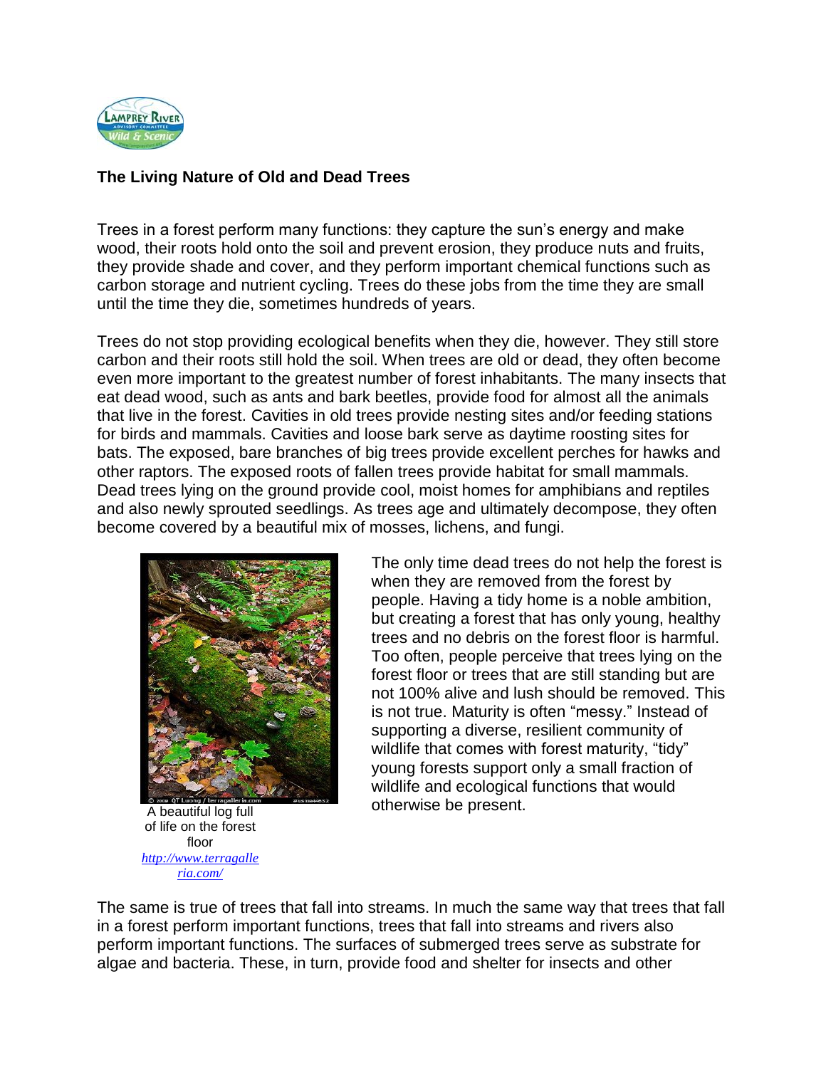**The Living Nature of Old and Dead Trees**

Trees in a forest perform many functions: they capture the sun's energy and make wood, their roots hold onto the soil and prevent erosion, they produce nuts and fruits, they provide shade and cover, and they perform important chemical functions such as carbon storage and nutrient cycling. Trees do these jobs from the time they are small until the time they die, sometimes hundreds of years.

Trees do not stop providing ecological benefits when they die, however. They still store carbon and their roots still hold the soil. When trees are old or dead, they often become even more important to the greatest number of forest inhabitants. The many insects that eat dead wood, such as ants and bark beetles, provide food for almost all the animals that live in the forest. Cavities in old trees provide nesting sites and/or feeding stations for birds and mammals. Cavities and loose bark serve as daytime roosting sites for bats. The exposed, bare branches of big trees provide excellent perches for hawks and other raptors. The exposed roots of fallen trees provide habitat for small mammals. Dead trees lying on the ground provide cool, moist homes for amphibians and reptiles and also newly sprouted seedlings. As trees age and ultimately decompose, they often become covered by a beautiful mix of mosses, lichens, and fungi.

A beautiful log full of life on the forest floor
*http://www.terragalleria.com/*

The only time dead trees do not help the forest is when they are removed from the forest by people. Having a tidy home is a noble ambition, but creating a forest that has only young, healthy trees and no debris on the forest floor is harmful. Too often, people perceive that trees lying on the forest floor or trees that are still standing but are not 100% alive and lush should be removed. This is not true. Maturity is often "messy." Instead of supporting a diverse, resilient community of wildlife that comes with forest maturity, "tidy" young forests support only a small fraction of wildlife and ecological functions that would otherwise be present.

The same is true of trees that fall into streams. In much the same way that trees that fall in a forest perform important functions, trees that fall into streams and rivers also perform important functions. The surfaces of submerged trees serve as substrate for algae and bacteria. These, in turn, provide food and shelter for insects and other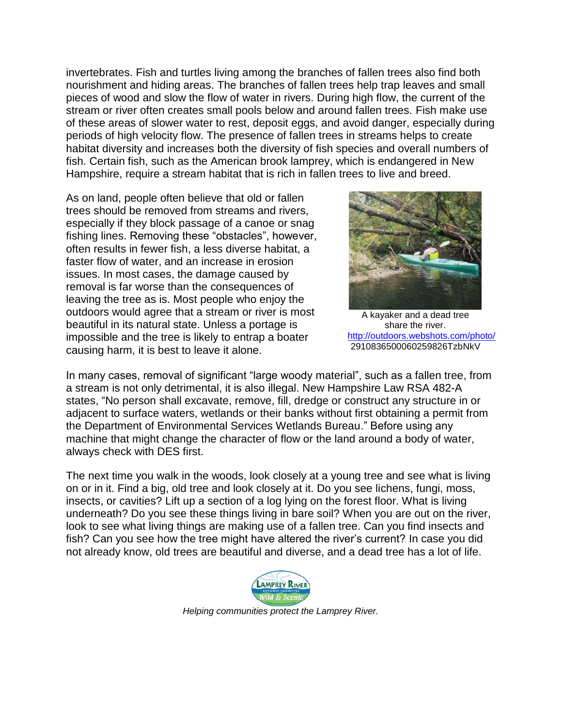invertebrates. Fish and turtles living among the branches of fallen trees also find both nourishment and hiding areas. The branches of fallen trees help trap leaves and small pieces of wood and slow the flow of water in rivers. During high flow, the current of the stream or river often creates small pools below and around fallen trees. Fish make use of these areas of slower water to rest, deposit eggs, and avoid danger, especially during periods of high velocity flow. The presence of fallen trees in streams helps to create habitat diversity and increases both the diversity of fish species and overall numbers of fish. Certain fish, such as the American brook lamprey, which is endangered in New Hampshire, require a stream habitat that is rich in fallen trees to live and breed.

As on land, people often believe that old or fallen trees should be removed from streams and rivers, especially if they block passage of a canoe or snag fishing lines. Removing these "obstacles", however, often results in fewer fish, a less diverse habitat, a faster flow of water, and an increase in erosion issues. In most cases, the damage caused by removal is far worse than the consequences of leaving the tree as is. Most people who enjoy the outdoors would agree that a stream or river is most beautiful in its natural state. Unless a portage is impossible and the tree is likely to entrap a boater causing harm, it is best to leave it alone.

A kayaker and a dead tree share the river. http://outdoors.webshots.com/photo/2910836500060259826TzbNkV

In many cases, removal of significant "large woody material", such as a fallen tree, from a stream is not only detrimental, it is also illegal. New Hampshire Law RSA 482-A states, "No person shall excavate, remove, fill, dredge or construct any structure in or adjacent to surface waters, wetlands or their banks without first obtaining a permit from the Department of Environmental Services Wetlands Bureau." Before using any machine that might change the character of flow or the land around a body of water, always check with DES first.

The next time you walk in the woods, look closely at a young tree and see what is living on or in it. Find a big, old tree and look closely at it. Do you see lichens, fungi, moss, insects, or cavities? Lift up a section of a log lying on the forest floor. What is living underneath? Do you see these things living in bare soil? When you are out on the river, look to see what living things are making use of a fallen tree. Can you find insects and fish? Can you see how the tree might have altered the river's current? In case you did not already know, old trees are beautiful and diverse, and a dead tree has a lot of life.

*Helping communities protect the Lamprey River.*